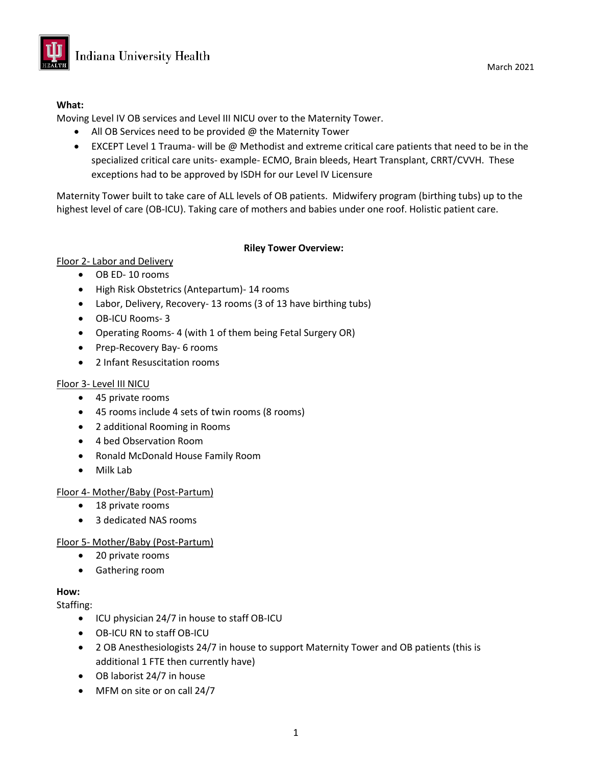Indiana University Health

March 2021

**What:**

Moving Level IV OB services and Level III NICU over to the Maternity Tower.

- All OB Services need to be provided @ the Maternity Tower
- EXCEPT Level 1 Trauma- will be @ Methodist and extreme critical care patients that need to be in the specialized critical care units- example- ECMO, Brain bleeds, Heart Transplant, CRRT/CVVH. These exceptions had to be approved by ISDH for our Level IV Licensure

Maternity Tower built to take care of ALL levels of OB patients. Midwifery program (birthing tubs) up to the highest level of care (OB-ICU). Taking care of mothers and babies under one roof. Holistic patient care.

**Riley Tower Overview:**

Floor 2- Labor and Delivery

- OB ED- 10 rooms
- High Risk Obstetrics (Antepartum)- 14 rooms
- Labor, Delivery, Recovery- 13 rooms (3 of 13 have birthing tubs)
- OB-ICU Rooms- 3
- Operating Rooms- 4 (with 1 of them being Fetal Surgery OR)
- Prep-Recovery Bay- 6 rooms
- 2 Infant Resuscitation rooms

Floor 3- Level III NICU

- 45 private rooms
- 45 rooms include 4 sets of twin rooms (8 rooms)
- 2 additional Rooming in Rooms
- 4 bed Observation Room
- Ronald McDonald House Family Room
- Milk Lab

Floor 4- Mother/Baby (Post-Partum)

- 18 private rooms
- 3 dedicated NAS rooms

Floor 5- Mother/Baby (Post-Partum)

- 20 private rooms
- Gathering room

**How:**

Staffing:

- ICU physician 24/7 in house to staff OB-ICU
- OB-ICU RN to staff OB-ICU
- 2 OB Anesthesiologists 24/7 in house to support Maternity Tower and OB patients (this is additional 1 FTE then currently have)
- OB laborist 24/7 in house
- MFM on site or on call 24/7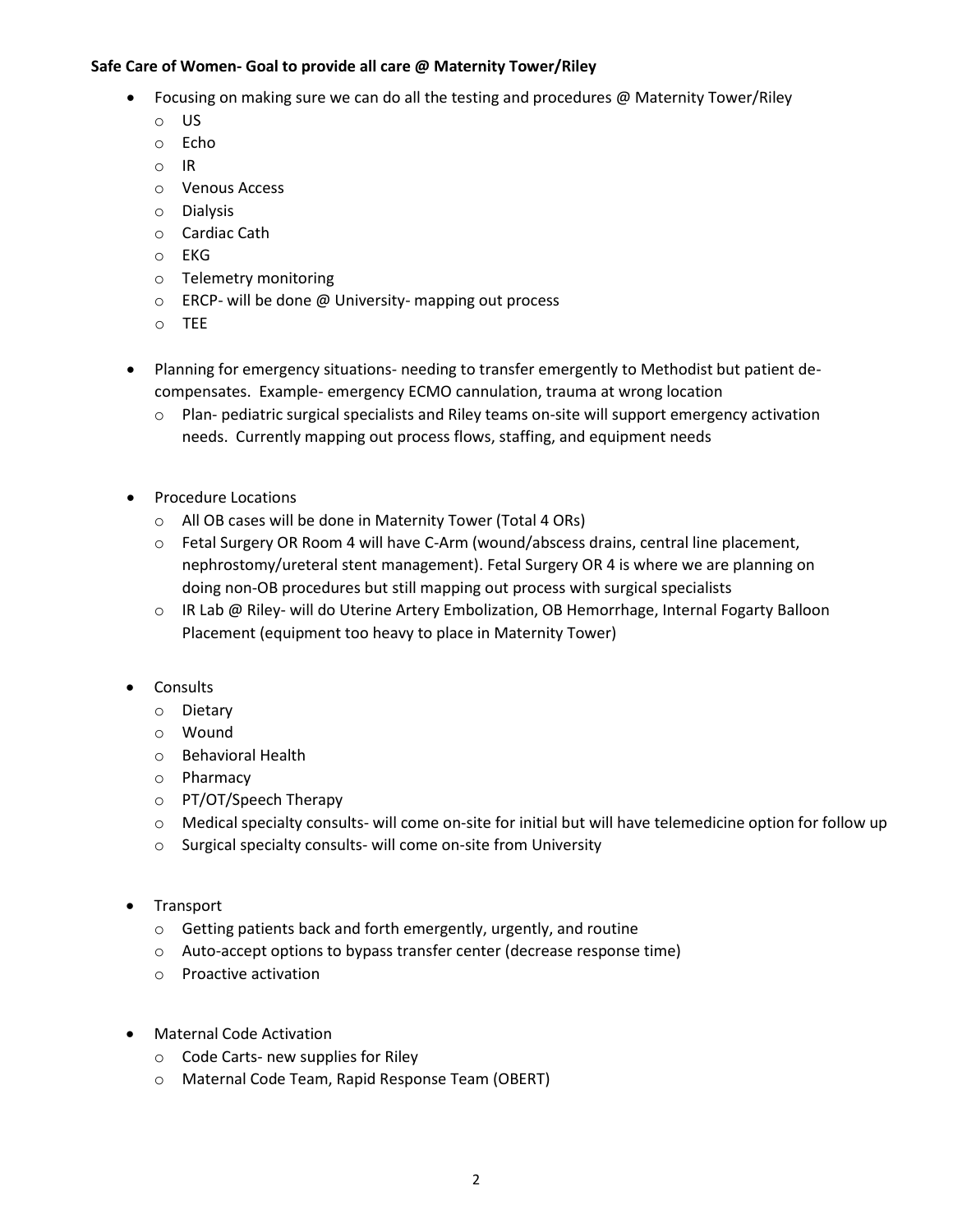**Safe Care of Women- Goal to provide all care @ Maternity Tower/Riley**

- Focusing on making sure we can do all the testing and procedures @ Maternity Tower/Riley
  - US
  - Echo
  - IR
  - Venous Access
  - Dialysis
  - Cardiac Cath
  - EKG
  - Telemetry monitoring
  - ERCP- will be done @ University- mapping out process
  - TEE

- Planning for emergency situations- needing to transfer emergently to Methodist but patient de-compensates. Example- emergency ECMO cannulation, trauma at wrong location
  - Plan- pediatric surgical specialists and Riley teams on-site will support emergency activation needs. Currently mapping out process flows, staffing, and equipment needs

- Procedure Locations
  - All OB cases will be done in Maternity Tower (Total 4 ORs)
  - Fetal Surgery OR Room 4 will have C-Arm (wound/abscess drains, central line placement, nephrostomy/ureteral stent management). Fetal Surgery OR 4 is where we are planning on doing non-OB procedures but still mapping out process with surgical specialists
  - IR Lab @ Riley- will do Uterine Artery Embolization, OB Hemorrhage, Internal Fogarty Balloon Placement (equipment too heavy to place in Maternity Tower)

- Consults
  - Dietary
  - Wound
  - Behavioral Health
  - Pharmacy
  - PT/OT/Speech Therapy
  - Medical specialty consults- will come on-site for initial but will have telemedicine option for follow up
  - Surgical specialty consults- will come on-site from University

- Transport
  - Getting patients back and forth emergently, urgently, and routine
  - Auto-accept options to bypass transfer center (decrease response time)
  - Proactive activation

- Maternal Code Activation
  - Code Carts- new supplies for Riley
  - Maternal Code Team, Rapid Response Team (OBERT)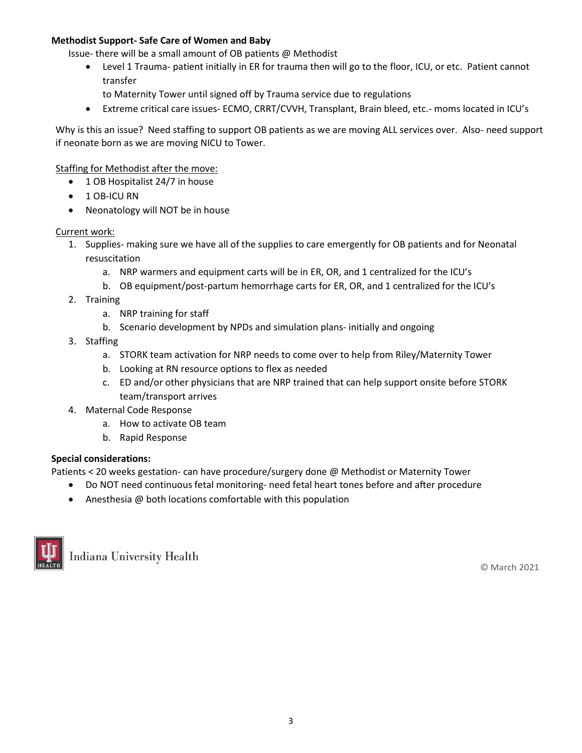**Methodist Support- Safe Care of Women and Baby**

Issue- there will be a small amount of OB patients @ Methodist

- Level 1 Trauma- patient initially in ER for trauma then will go to the floor, ICU, or etc. Patient cannot transfer to Maternity Tower until signed off by Trauma service due to regulations
- Extreme critical care issues- ECMO, CRRT/CVVH, Transplant, Brain bleed, etc.- moms located in ICU's

Why is this an issue? Need staffing to support OB patients as we are moving ALL services over. Also- need support if neonate born as we are moving NICU to Tower.

<u>Staffing for Methodist after the move:</u>

- 1 OB Hospitalist 24/7 in house
- 1 OB-ICU RN
- Neonatology will NOT be in house

<u>Current work:</u>

1. Supplies- making sure we have all of the supplies to care emergently for OB patients and for Neonatal resuscitation
   a. NRP warmers and equipment carts will be in ER, OR, and 1 centralized for the ICU's
   b. OB equipment/post-partum hemorrhage carts for ER, OR, and 1 centralized for the ICU's
2. Training
   a. NRP training for staff
   b. Scenario development by NPDs and simulation plans- initially and ongoing
3. Staffing
   a. STORK team activation for NRP needs to come over to help from Riley/Maternity Tower
   b. Looking at RN resource options to flex as needed
   c. ED and/or other physicians that are NRP trained that can help support onsite before STORK team/transport arrives
4. Maternal Code Response
   a. How to activate OB team
   b. Rapid Response

**Special considerations:**

Patients < 20 weeks gestation- can have procedure/surgery done @ Methodist or Maternity Tower

- Do NOT need continuous fetal monitoring- need fetal heart tones before and after procedure
- Anesthesia @ both locations comfortable with this population

Indiana University Health

© March 2021